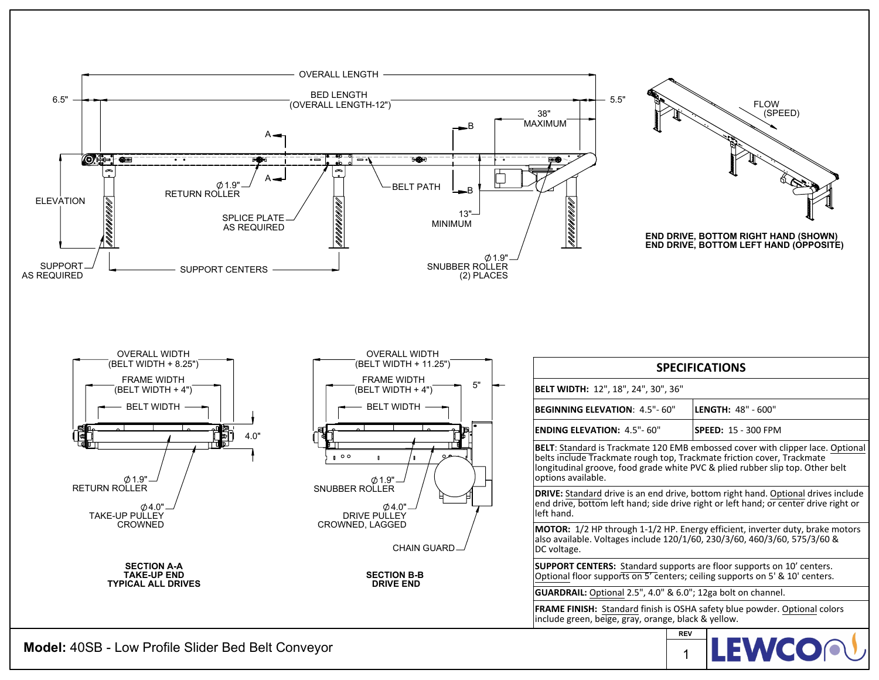OVERALL LENGTH

6.5"

BED LENGTH
(OVERALL LENGTH-12")

5.5"

38"
MAXIMUM

ELEVATION

A

A

B

B

∅1.9"
RETURN ROLLER

SPLICE PLATE
AS REQUIRED

BELT PATH

13"
MINIMUM

∅1.9"
SNUBBER ROLLER
(2) PLACES

SUPPORT
AS REQUIRED

SUPPORT CENTERS

FLOW
(SPEED)

**END DRIVE, BOTTOM RIGHT HAND (SHOWN)**
**END DRIVE, BOTTOM LEFT HAND (OPPOSITE)**

OVERALL WIDTH
(BELT WIDTH + 8.25")

FRAME WIDTH
(BELT WIDTH + 4")

BELT WIDTH

4.0"

∅1.9"
RETURN ROLLER

∅4.0"
TAKE-UP PULLEY
CROWNED

**SECTION A-A**
**TAKE-UP END**
**TYPICAL ALL DRIVES**

OVERALL WIDTH
(BELT WIDTH + 11.25")

FRAME WIDTH
(BELT WIDTH + 4")

5"

BELT WIDTH

∅1.9"
SNUBBER ROLLER

∅4.0"
DRIVE PULLEY
CROWNED, LAGGED

CHAIN GUARD

**SECTION B-B**
**DRIVE END**

| SPECIFICATIONS | |
|---|---|
| **BELT WIDTH:** 12", 18", 24", 30", 36" | |
| **BEGINNING ELEVATION**: 4.5"- 60" | **LENGTH:** 48" - 600" |
| **ENDING ELEVATION:** 4.5"- 60" | **SPEED:** 15 - 300 FPM |
| **BELT**: Standard is Trackmate 120 EMB embossed cover with clipper lace. Optional belts include Trackmate rough top, Trackmate friction cover, Trackmate longitudinal groove, food grade white PVC & plied rubber slip top. Other belt options available. | |
| **DRIVE:** Standard drive is an end drive, bottom right hand. Optional drives include end drive, bottom left hand; side drive right or left hand; or center drive right or left hand. | |
| **MOTOR:** 1/2 HP through 1-1/2 HP. Energy efficient, inverter duty, brake motors also available. Voltages include 120/1/60, 230/3/60, 460/3/60, 575/3/60 & DC voltage. | |
| **SUPPORT CENTERS:** Standard supports are floor supports on 10' centers. Optional floor supports on 5' centers; ceiling supports on 5' & 10' centers. | |
| **GUARDRAIL:** Optional 2.5", 4.0" & 6.0"; 12ga bolt on channel. | |
| **FRAME FINISH:** Standard finish is OSHA safety blue powder. Optional colors include green, beige, gray, orange, black & yellow. | |

**Model:** 40SB - Low Profile Slider Bed Belt Conveyor

REV
1

LEWCO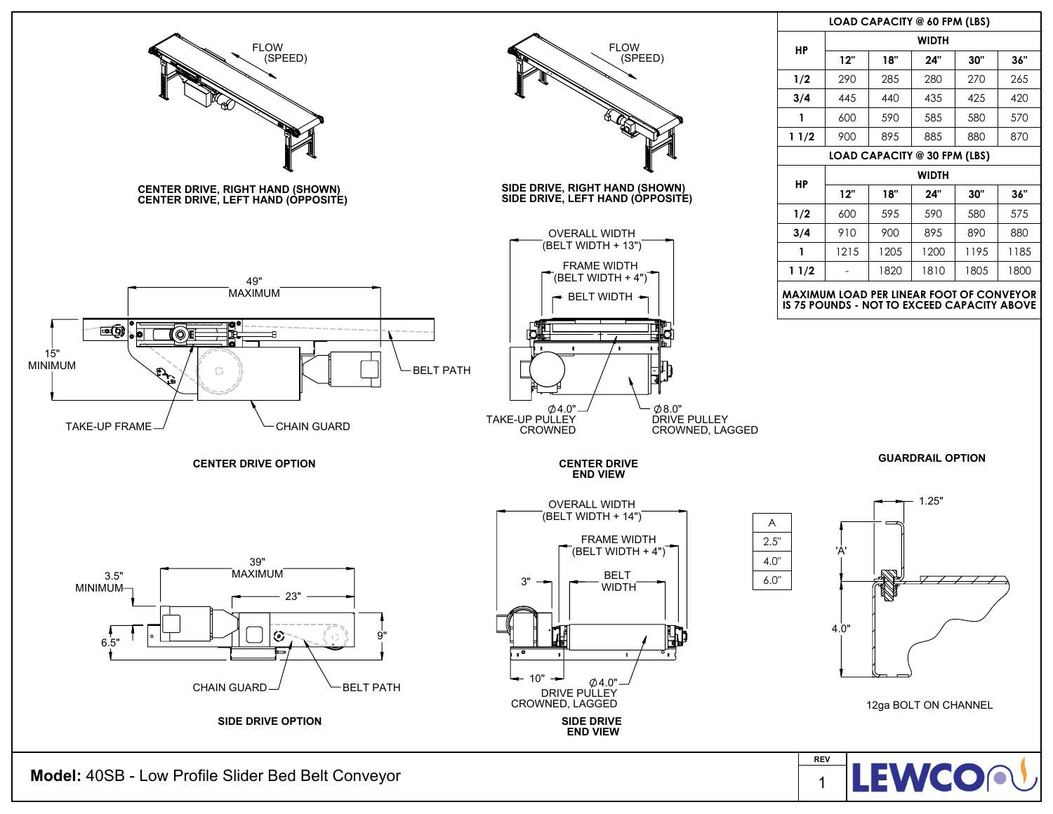| HP | LOAD CAPACITY @ 60 FPM (LBS) | | | | |
|---|---|---|---|---|---|
| | WIDTH | | | | |
| | 12" | 18" | 24" | 30" | 36" |
| 1/2 | 290 | 285 | 280 | 270 | 265 |
| 3/4 | 445 | 440 | 435 | 425 | 420 |
| 1 | 600 | 590 | 585 | 580 | 570 |
| 1 1/2 | 900 | 895 | 885 | 880 | 870 |

| HP | LOAD CAPACITY @ 30 FPM (LBS) | | | | |
|---|---|---|---|---|---|
| | WIDTH | | | | |
| | 12" | 18" | 24" | 30" | 36" |
| 1/2 | 600 | 595 | 590 | 580 | 575 |
| 3/4 | 910 | 900 | 895 | 890 | 880 |
| 1 | 1215 | 1205 | 1200 | 1195 | 1185 |
| 1 1/2 | - | 1820 | 1810 | 1805 | 1800 |

**MAXIMUM LOAD PER LINEAR FOOT OF CONVEYOR IS 75 POUNDS - NOT TO EXCEED CAPACITY ABOVE**

FLOW (SPEED)

**CENTER DRIVE, RIGHT HAND (SHOWN)**
**CENTER DRIVE, LEFT HAND (OPPOSITE)**

FLOW (SPEED)

**SIDE DRIVE, RIGHT HAND (SHOWN)**
**SIDE DRIVE, LEFT HAND (OPPOSITE)**

49" MAXIMUM

15" MINIMUM

BELT PATH

TAKE-UP FRAME

CHAIN GUARD

**CENTER DRIVE OPTION**

OVERALL WIDTH (BELT WIDTH + 13")

FRAME WIDTH (BELT WIDTH + 4")

BELT WIDTH

Ø4.0" TAKE-UP PULLEY CROWNED

Ø8.0" DRIVE PULLEY CROWNED, LAGGED

**CENTER DRIVE END VIEW**

39" MAXIMUM

3.5" MINIMUM

23"

6.5"

9"

CHAIN GUARD

BELT PATH

**SIDE DRIVE OPTION**

OVERALL WIDTH (BELT WIDTH + 14")

FRAME WIDTH (BELT WIDTH + 4")

3"

BELT WIDTH

10"

Ø4.0" DRIVE PULLEY CROWNED, LAGGED

**SIDE DRIVE END VIEW**

**GUARDRAIL OPTION**

| A |
|---|
| 2.5" |
| 4.0" |
| 6.0" |

1.25"

'A'

4.0"

12ga BOLT ON CHANNEL

**Model:** 40SB - Low Profile Slider Bed Belt Conveyor

REV 1

LEWCO